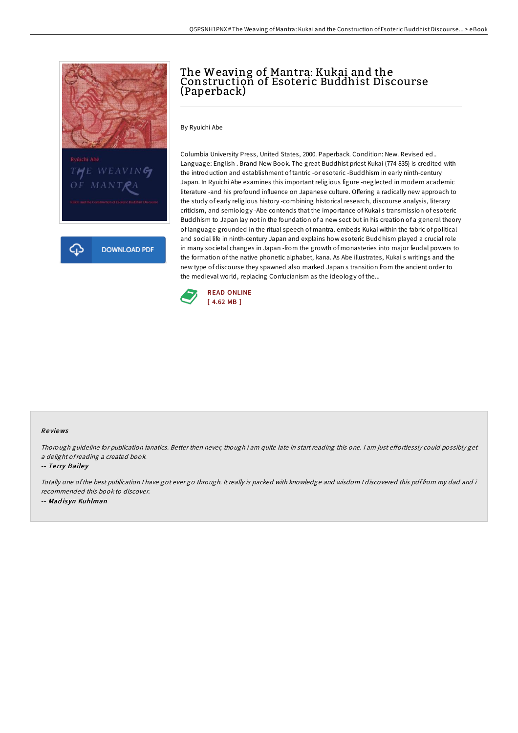# The Weaving of Mantra: Kukai and the Construction of Esoteric Buddhist Discourse (Paperback)

By Ryuichi Abe

Columbia University Press, United States, 2000. Paperback. Condition: New. Revised ed.. Language: English . Brand New Book. The great Buddhist priest Kukai (774-835) is credited with the introduction and establishment of tantric -or esoteric -Buddhism in early ninth-century Japan. In Ryuichi Abe examines this important religious figure -neglected in modern academic literature -and his profound influence on Japanese culture. Offering a radically new approach to the study of early religious history -combining historical research, discourse analysis, literary criticism, and semiology -Abe contends that the importance of Kukai s transmission of esoteric Buddhism to Japan lay not in the foundation of a new sect but in his creation of a general theory of language grounded in the ritual speech of mantra. embeds Kukai within the fabric of political and social life in ninth-century Japan and explains how esoteric Buddhism played a crucial role in many societal changes in Japan -from the growth of monasteries into major feudal powers to the formation of the native phonetic alphabet, kana. As Abe illustrates, Kukai s writings and the new type of discourse they spawned also marked Japan s transition from the ancient order to the medieval world, replacing Confucianism as the ideology of the...

READ ONLINE
[ 4.62 MB ]

## Reviews

*Thorough guideline for publication fanatics. Better then never, though i am quite late in start reading this one. I am just effortlessly could possibly get a delight of reading a created book.*

-- *Terry Bailey*

*Totally one of the best publication I have got ever go through. It really is packed with knowledge and wisdom I discovered this pdf from my dad and i recommended this book to discover.*

-- *Madisyn Kuhlman*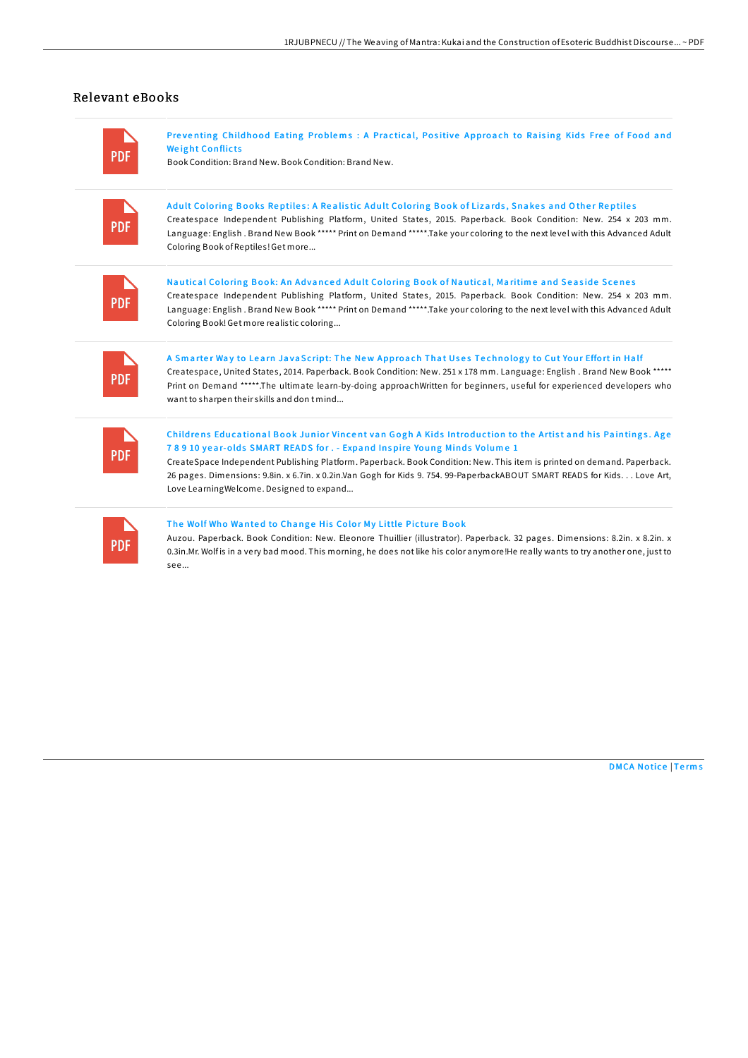## Relevant eBooks

PDF

**Preventing Childhood Eating Problems : A Practical, Positive Approach to Raising Kids Free of Food and Weight Conflicts**

Book Condition: Brand New. Book Condition: Brand New.

PDF

**Adult Coloring Books Reptiles: A Realistic Adult Coloring Book of Lizards, Snakes and Other Reptiles**

Createspace Independent Publishing Platform, United States, 2015. Paperback. Book Condition: New. 254 x 203 mm. Language: English . Brand New Book ***** Print on Demand *****.Take your coloring to the next level with this Advanced Adult Coloring Book of Reptiles! Get more...

PDF

**Nautical Coloring Book: An Advanced Adult Coloring Book of Nautical, Maritime and Seaside Scenes**

Createspace Independent Publishing Platform, United States, 2015. Paperback. Book Condition: New. 254 x 203 mm. Language: English . Brand New Book ***** Print on Demand *****.Take your coloring to the next level with this Advanced Adult Coloring Book! Get more realistic coloring...

PDF

**A Smarter Way to Learn JavaScript: The New Approach That Uses Technology to Cut Your Effort in Half**

Createspace, United States, 2014. Paperback. Book Condition: New. 251 x 178 mm. Language: English . Brand New Book ***** Print on Demand *****.The ultimate learn-by-doing approachWritten for beginners, useful for experienced developers who want to sharpen their skills and don t mind...

PDF

**Childrens Educational Book Junior Vincent van Gogh A Kids Introduction to the Artist and his Paintings. Age 7 8 9 10 year-olds SMART READS for . - Expand Inspire Young Minds Volume 1**

CreateSpace Independent Publishing Platform. Paperback. Book Condition: New. This item is printed on demand. Paperback. 26 pages. Dimensions: 9.8in. x 6.7in. x 0.2in.Van Gogh for Kids 9. 754. 99-PaperbackABOUT SMART READS for Kids. . . Love Art, Love LearningWelcome. Designed to expand...

PDF

**The Wolf Who Wanted to Change His Color My Little Picture Book**

Auzou. Paperback. Book Condition: New. Eleonore Thuillier (illustrator). Paperback. 32 pages. Dimensions: 8.2in. x 8.2in. x 0.3in.Mr. Wolf is in a very bad mood. This morning, he does not like his color anymore!He really wants to try another one, just to see...